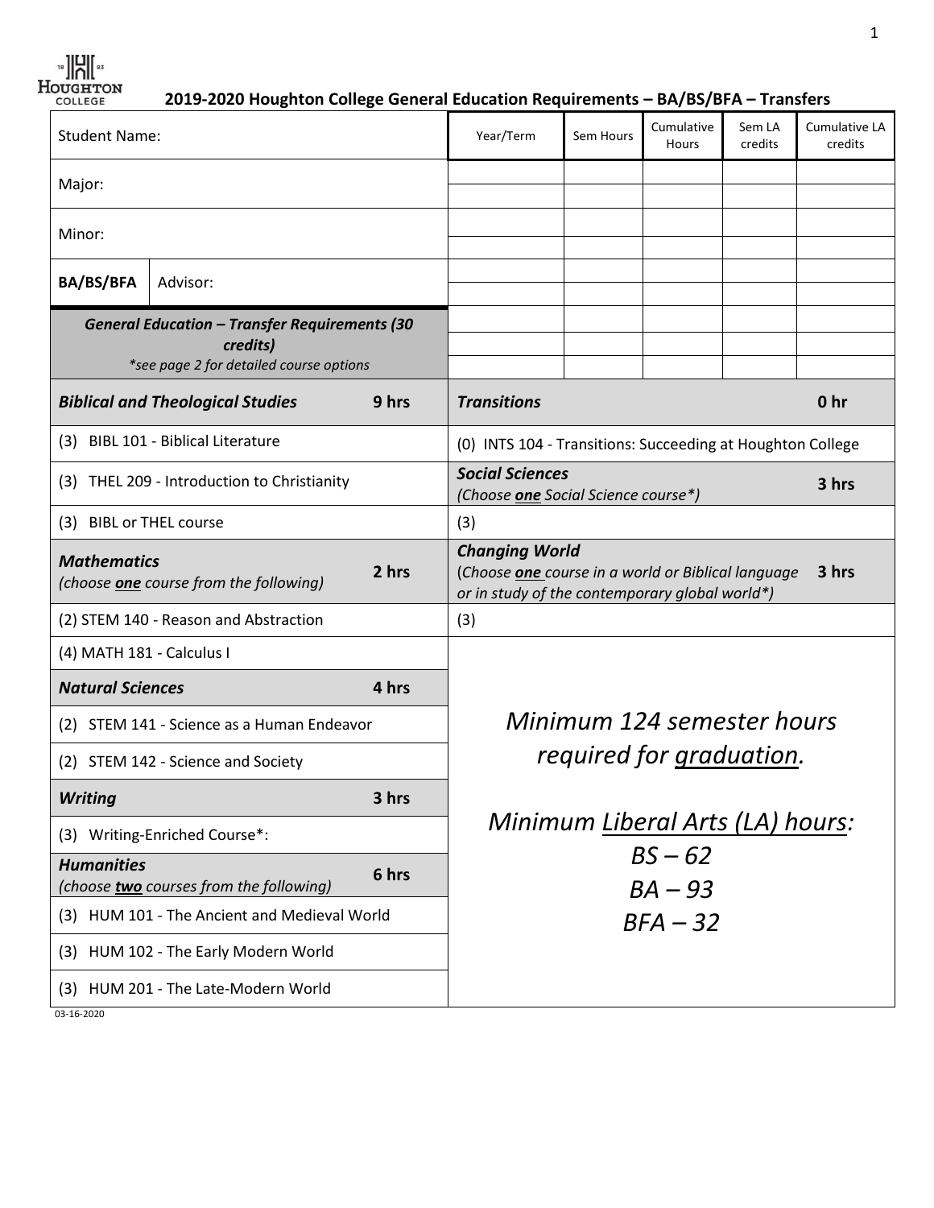# 2019-2020 Houghton College General Education Requirements – BA/BS/BFA – Transfers

| Student Name: | |
|---|---|
| Major: | |
| Minor: | |
| BA/BS/BFA | Advisor: |

| Year/Term | Sem Hours | Cumulative Hours | Sem LA credits | Cumulative LA credits |
|---|---|---|---|---|
| | | | | |
| | | | | |
| | | | | |
| | | | | |
| | | | | |
| | | | | |
| | | | | |
| | | | | |
| | | | | |

***General Education – Transfer Requirements (30 credits)***
**\*see page 2 for detailed course options*

| ***Biblical and Theological Studies*** | **9 hrs** |
|---|---|
| (3) BIBL 101 - Biblical Literature | |
| (3) THEL 209 - Introduction to Christianity | |
| (3) BIBL or THEL course | |
| ***Mathematics*** *(choose **one** course from the following)* | **2 hrs** |
| (2) STEM 140 - Reason and Abstraction | |
| (4) MATH 181 - Calculus I | |
| ***Natural Sciences*** | **4 hrs** |
| (2) STEM 141 - Science as a Human Endeavor | |
| (2) STEM 142 - Science and Society | |
| ***Writing*** | **3 hrs** |
| (3) Writing-Enriched Course*: | |
| ***Humanities*** *(choose **two** courses from the following)* | **6 hrs** |
| (3) HUM 101 - The Ancient and Medieval World | |
| (3) HUM 102 - The Early Modern World | |
| (3) HUM 201 - The Late-Modern World | |

| ***Transitions*** | **0 hr** |
|---|---|
| (0) INTS 104 - Transitions: Succeeding at Houghton College | |
| ***Social Sciences*** *(Choose **one** Social Science course\*)* | **3 hrs** |
| (3) | |
| ***Changing World*** *(Choose **one** course in a world or Biblical language or in study of the contemporary global world\*)* | **3 hrs** |
| (3) | |

*Minimum 124 semester hours required for graduation.*

*Minimum Liberal Arts (LA) hours:*
*BS – 62*
*BA – 93*
*BFA – 32*

03-16-2020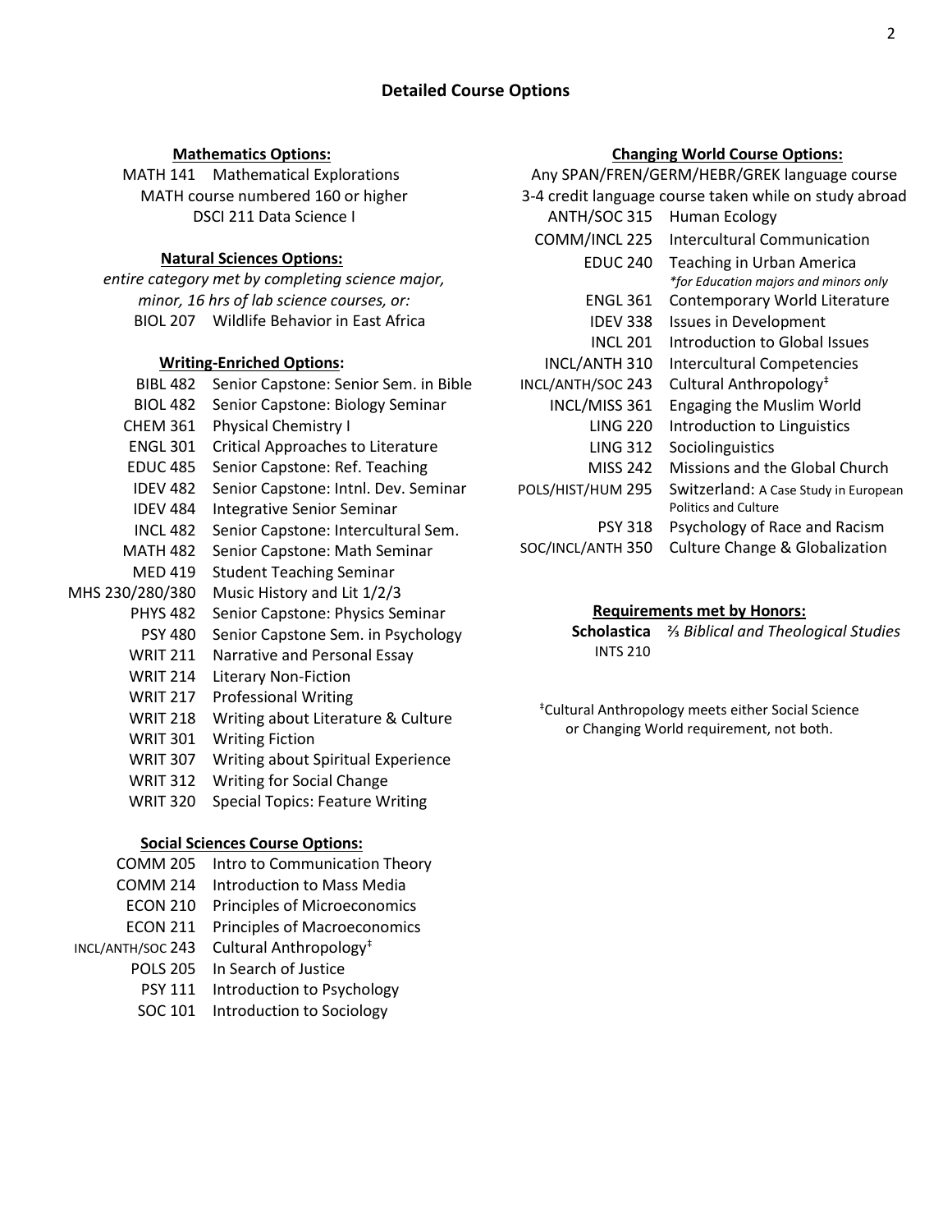## Detailed Course Options

### Mathematics Options:

MATH 141 Mathematical Explorations
MATH course numbered 160 or higher
DSCI 211 Data Science I

### Natural Sciences Options:

*entire category met by completing science major, minor, 16 hrs of lab science courses, or:*

BIOL 207 Wildlife Behavior in East Africa

### Writing-Enriched Options:

| | |
|---|---|
| BIBL 482 | Senior Capstone: Senior Sem. in Bible |
| BIOL 482 | Senior Capstone: Biology Seminar |
| CHEM 361 | Physical Chemistry I |
| ENGL 301 | Critical Approaches to Literature |
| EDUC 485 | Senior Capstone: Ref. Teaching |
| IDEV 482 | Senior Capstone: Intnl. Dev. Seminar |
| IDEV 484 | Integrative Senior Seminar |
| INCL 482 | Senior Capstone: Intercultural Sem. |
| MATH 482 | Senior Capstone: Math Seminar |
| MED 419 | Student Teaching Seminar |
| MHS 230/280/380 | Music History and Lit 1/2/3 |
| PHYS 482 | Senior Capstone: Physics Seminar |
| PSY 480 | Senior Capstone Sem. in Psychology |
| WRIT 211 | Narrative and Personal Essay |
| WRIT 214 | Literary Non-Fiction |
| WRIT 217 | Professional Writing |
| WRIT 218 | Writing about Literature & Culture |
| WRIT 301 | Writing Fiction |
| WRIT 307 | Writing about Spiritual Experience |
| WRIT 312 | Writing for Social Change |
| WRIT 320 | Special Topics: Feature Writing |

### Social Sciences Course Options:

| | |
|---|---|
| COMM 205 | Intro to Communication Theory |
| COMM 214 | Introduction to Mass Media |
| ECON 210 | Principles of Microeconomics |
| ECON 211 | Principles of Macroeconomics |
| INCL/ANTH/SOC 243 | Cultural Anthropology‡ |
| POLS 205 | In Search of Justice |
| PSY 111 | Introduction to Psychology |
| SOC 101 | Introduction to Sociology |

### Changing World Course Options:

Any SPAN/FREN/GERM/HEBR/GREK language course
3-4 credit language course taken while on study abroad

| | |
|---|---|
| ANTH/SOC 315 | Human Ecology |
| COMM/INCL 225 | Intercultural Communication |
| EDUC 240 | Teaching in Urban America *\*for Education majors and minors only* |
| ENGL 361 | Contemporary World Literature |
| IDEV 338 | Issues in Development |
| INCL 201 | Introduction to Global Issues |
| INCL/ANTH 310 | Intercultural Competencies |
| INCL/ANTH/SOC 243 | Cultural Anthropology‡ |
| INCL/MISS 361 | Engaging the Muslim World |
| LING 220 | Introduction to Linguistics |
| LING 312 | Sociolinguistics |
| MISS 242 | Missions and the Global Church |
| POLS/HIST/HUM 295 | Switzerland: A Case Study in European Politics and Culture |
| PSY 318 | Psychology of Race and Racism |
| SOC/INCL/ANTH 350 | Culture Change & Globalization |

### Requirements met by Honors:

| | |
|---|---|
| **Scholastica** | *⅔ Biblical and Theological Studies* |
| INTS 210 | |

‡Cultural Anthropology meets either Social Science or Changing World requirement, not both.